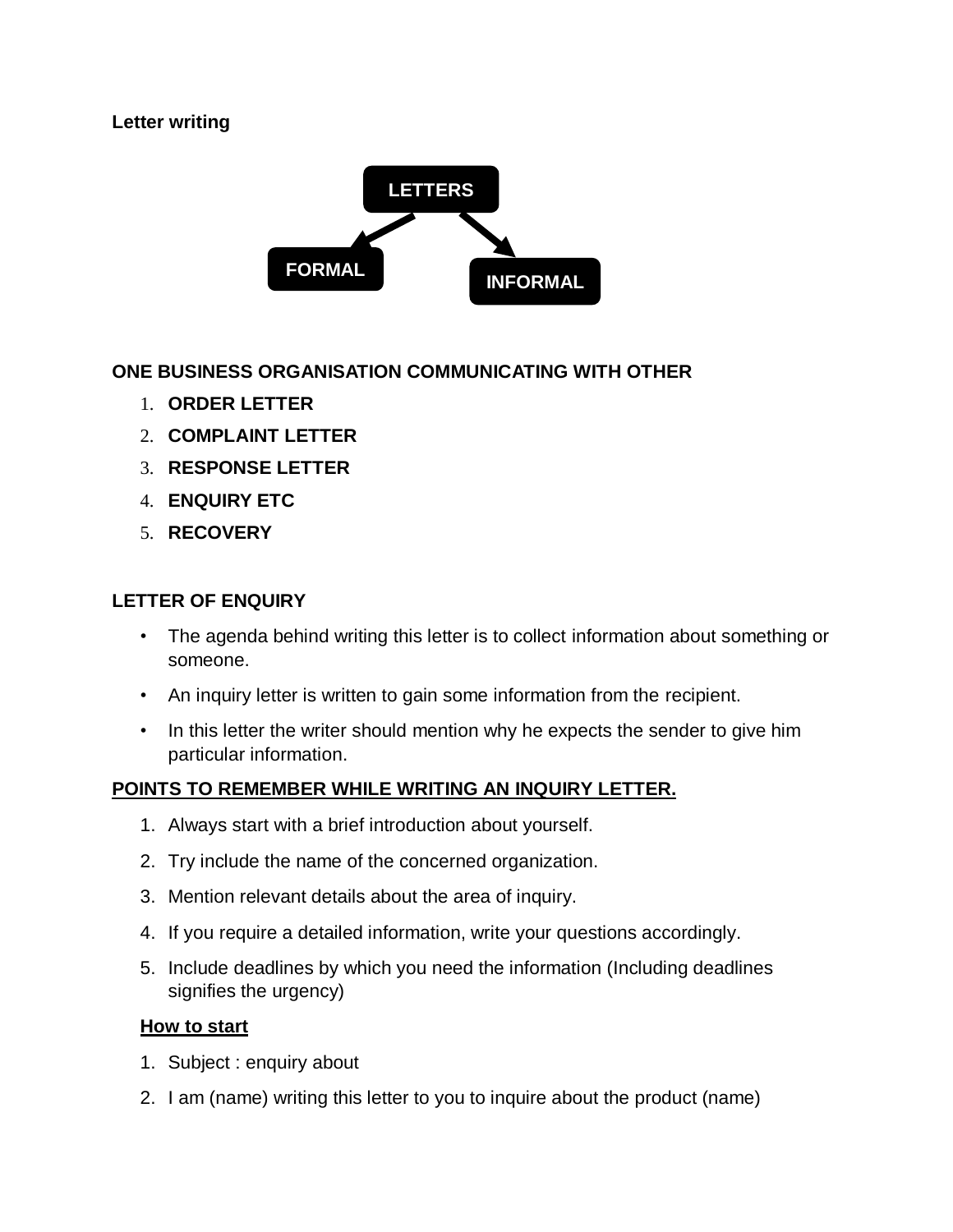**Letter writing**

LETTERS

FORMAL

INFORMAL

**ONE BUSINESS ORGANISATION COMMUNICATING WITH OTHER**

1. **ORDER LETTER**
2. **COMPLAINT LETTER**
3. **RESPONSE LETTER**
4. **ENQUIRY ETC**
5. **RECOVERY**

**LETTER OF ENQUIRY**

- The agenda behind writing this letter is to collect information about something or someone.
- An inquiry letter is written to gain some information from the recipient.
- In this letter the writer should mention why he expects the sender to give him particular information.

**<u>POINTS TO REMEMBER WHILE WRITING AN INQUIRY LETTER.</u>**

1. Always start with a brief introduction about yourself.
2. Try include the name of the concerned organization.
3. Mention relevant details about the area of inquiry.
4. If you require a detailed information, write your questions accordingly.
5. Include deadlines by which you need the information (Including deadlines signifies the urgency)

**<u>How to start</u>**

1. Subject : enquiry about
2. I am (name) writing this letter to you to inquire about the product (name)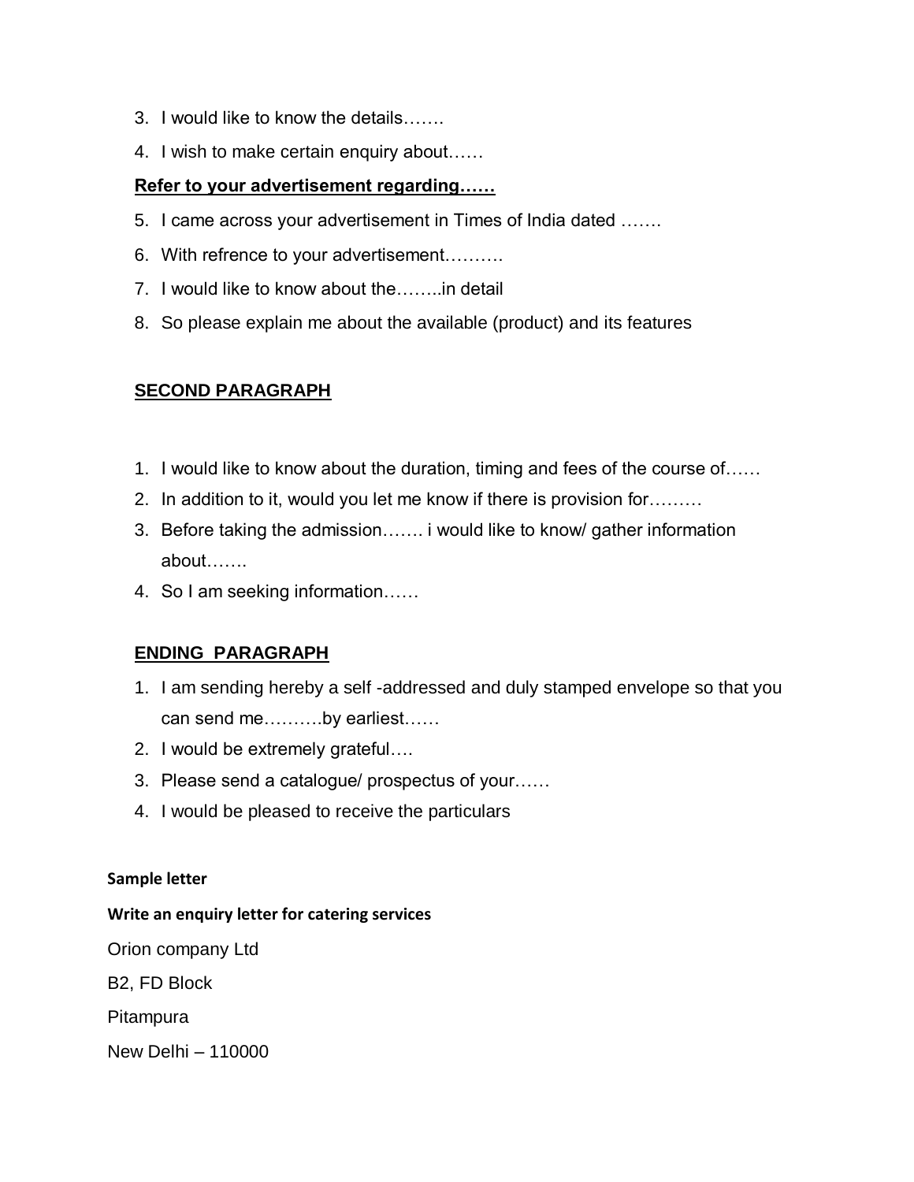3. I would like to know the details…….
4. I wish to make certain enquiry about……

**Refer to your advertisement regarding……**

5. I came across your advertisement in Times of India dated …….
6. With refrence to your advertisement……….
7. I would like to know about the……..in detail
8. So please explain me about the available (product) and its features

## SECOND PARAGRAPH

1. I would like to know about the duration, timing and fees of the course of……
2. In addition to it, would you let me know if there is provision for………
3. Before taking the admission……. i would like to know/ gather information about…….
4. So I am seeking information……

## ENDING PARAGRAPH

1. I am sending hereby a self -addressed and duly stamped envelope so that you can send me……….by earliest……
2. I would be extremely grateful….
3. Please send a catalogue/ prospectus of your……
4. I would be pleased to receive the particulars

**Sample letter**

**Write an enquiry letter for catering services**

Orion company Ltd

B2, FD Block

Pitampura

New Delhi – 110000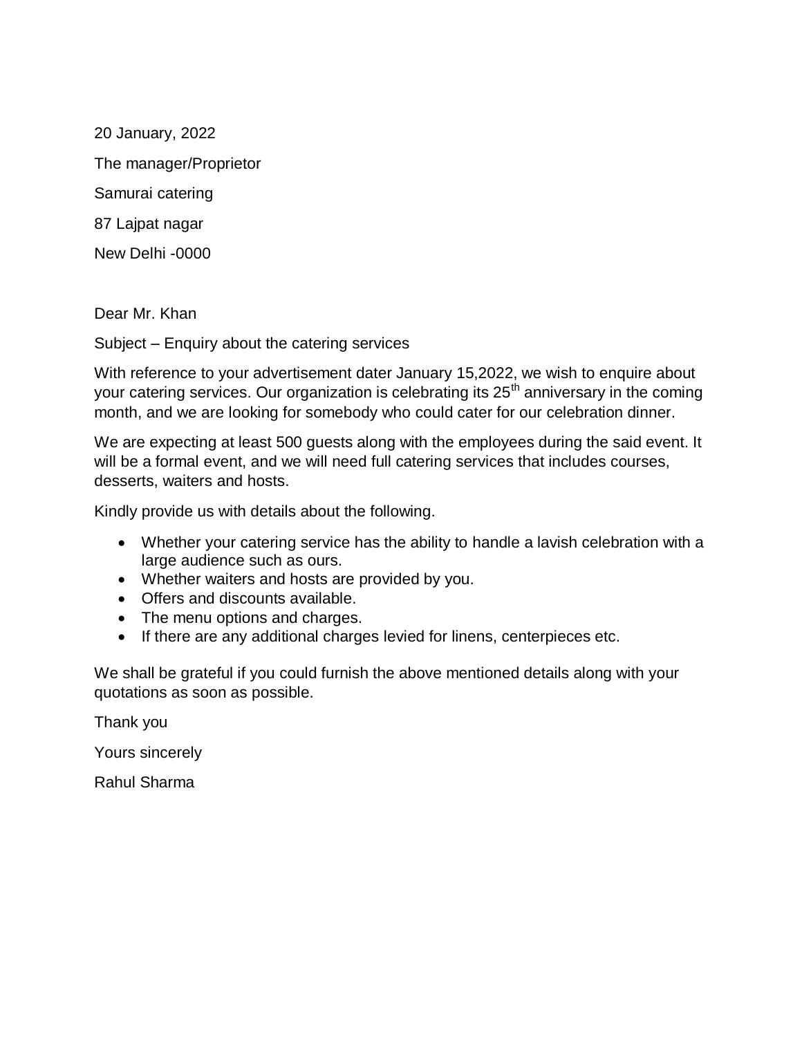20 January, 2022

The manager/Proprietor

Samurai catering

87 Lajpat nagar

New Delhi -0000

Dear Mr. Khan

Subject – Enquiry about the catering services

With reference to your advertisement dater January 15,2022, we wish to enquire about your catering services. Our organization is celebrating its 25th anniversary in the coming month, and we are looking for somebody who could cater for our celebration dinner.

We are expecting at least 500 guests along with the employees during the said event. It will be a formal event, and we will need full catering services that includes courses, desserts, waiters and hosts.

Kindly provide us with details about the following.

- Whether your catering service has the ability to handle a lavish celebration with a large audience such as ours.
- Whether waiters and hosts are provided by you.
- Offers and discounts available.
- The menu options and charges.
- If there are any additional charges levied for linens, centerpieces etc.

We shall be grateful if you could furnish the above mentioned details along with your quotations as soon as possible.

Thank you

Yours sincerely

Rahul Sharma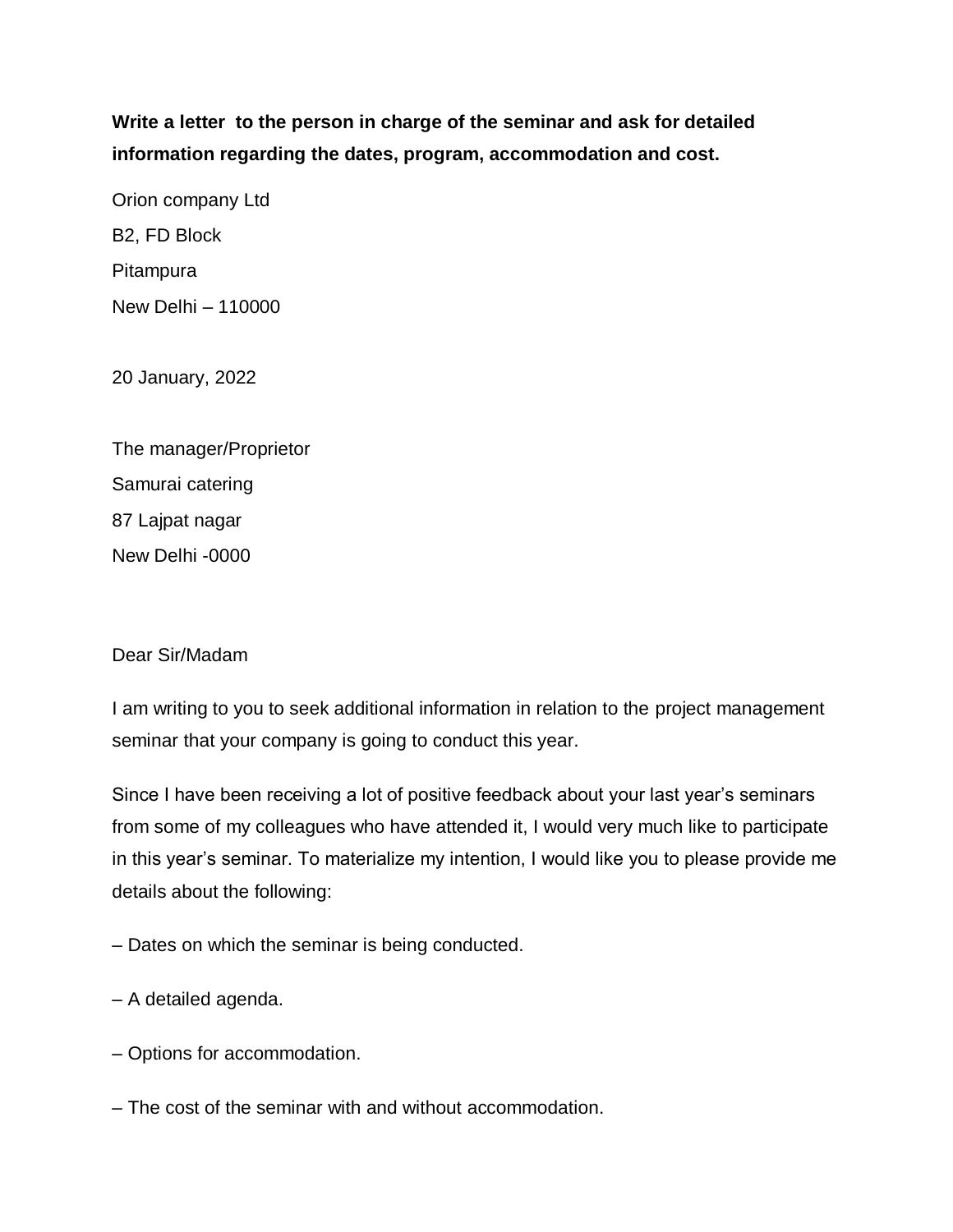**Write a letter to the person in charge of the seminar and ask for detailed information regarding the dates, program, accommodation and cost.**

Orion company Ltd

B2, FD Block

Pitampura

New Delhi – 110000

20 January, 2022

The manager/Proprietor

Samurai catering

87 Lajpat nagar

New Delhi -0000

Dear Sir/Madam

I am writing to you to seek additional information in relation to the project management seminar that your company is going to conduct this year.

Since I have been receiving a lot of positive feedback about your last year's seminars from some of my colleagues who have attended it, I would very much like to participate in this year's seminar. To materialize my intention, I would like you to please provide me details about the following:

– Dates on which the seminar is being conducted.

– A detailed agenda.

– Options for accommodation.

– The cost of the seminar with and without accommodation.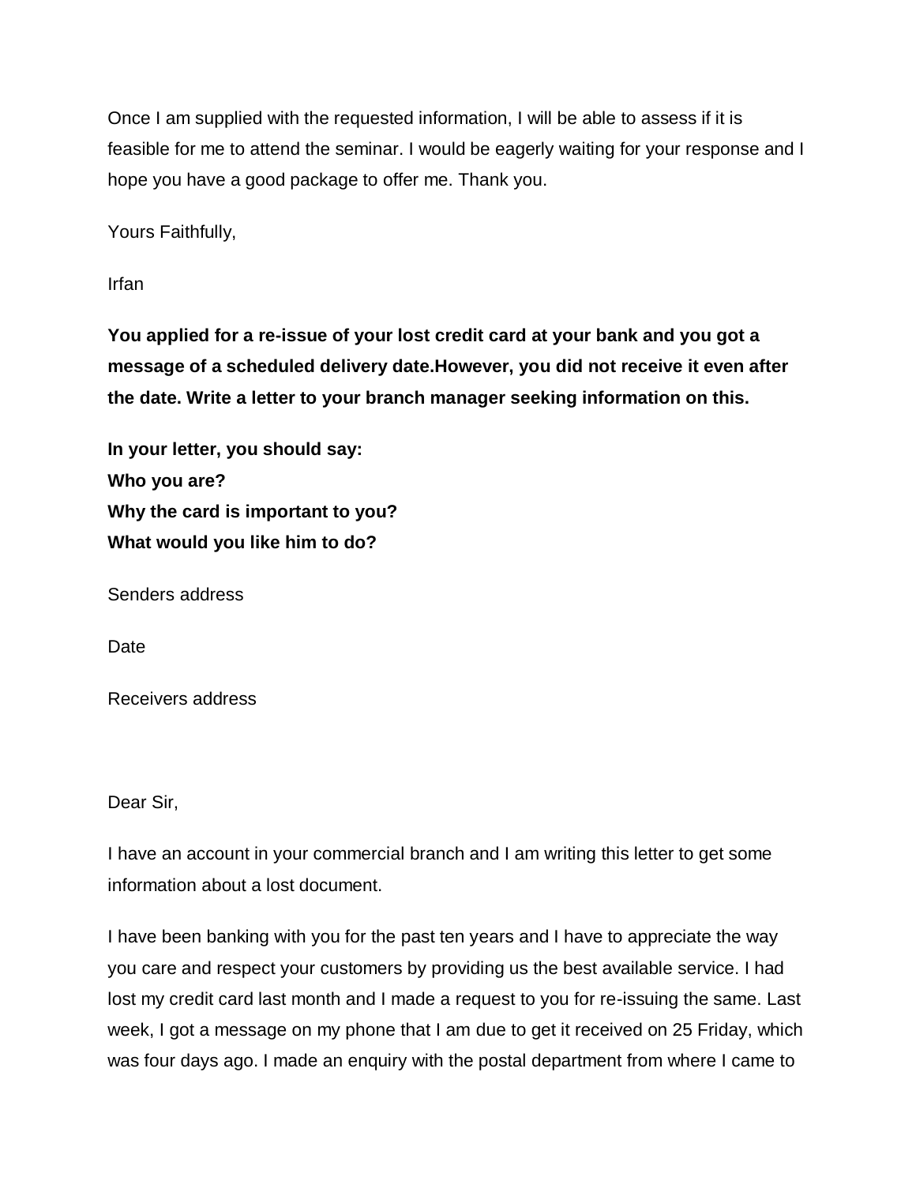Once I am supplied with the requested information, I will be able to assess if it is feasible for me to attend the seminar. I would be eagerly waiting for your response and I hope you have a good package to offer me. Thank you.

Yours Faithfully,

Irfan

**You applied for a re-issue of your lost credit card at your bank and you got a message of a scheduled delivery date.However, you did not receive it even after the date. Write a letter to your branch manager seeking information on this.**

**In your letter, you should say:**
**Who you are?**
**Why the card is important to you?**
**What would you like him to do?**

Senders address

Date

Receivers address

Dear Sir,

I have an account in your commercial branch and I am writing this letter to get some information about a lost document.

I have been banking with you for the past ten years and I have to appreciate the way you care and respect your customers by providing us the best available service. I had lost my credit card last month and I made a request to you for re-issuing the same. Last week, I got a message on my phone that I am due to get it received on 25 Friday, which was four days ago. I made an enquiry with the postal department from where I came to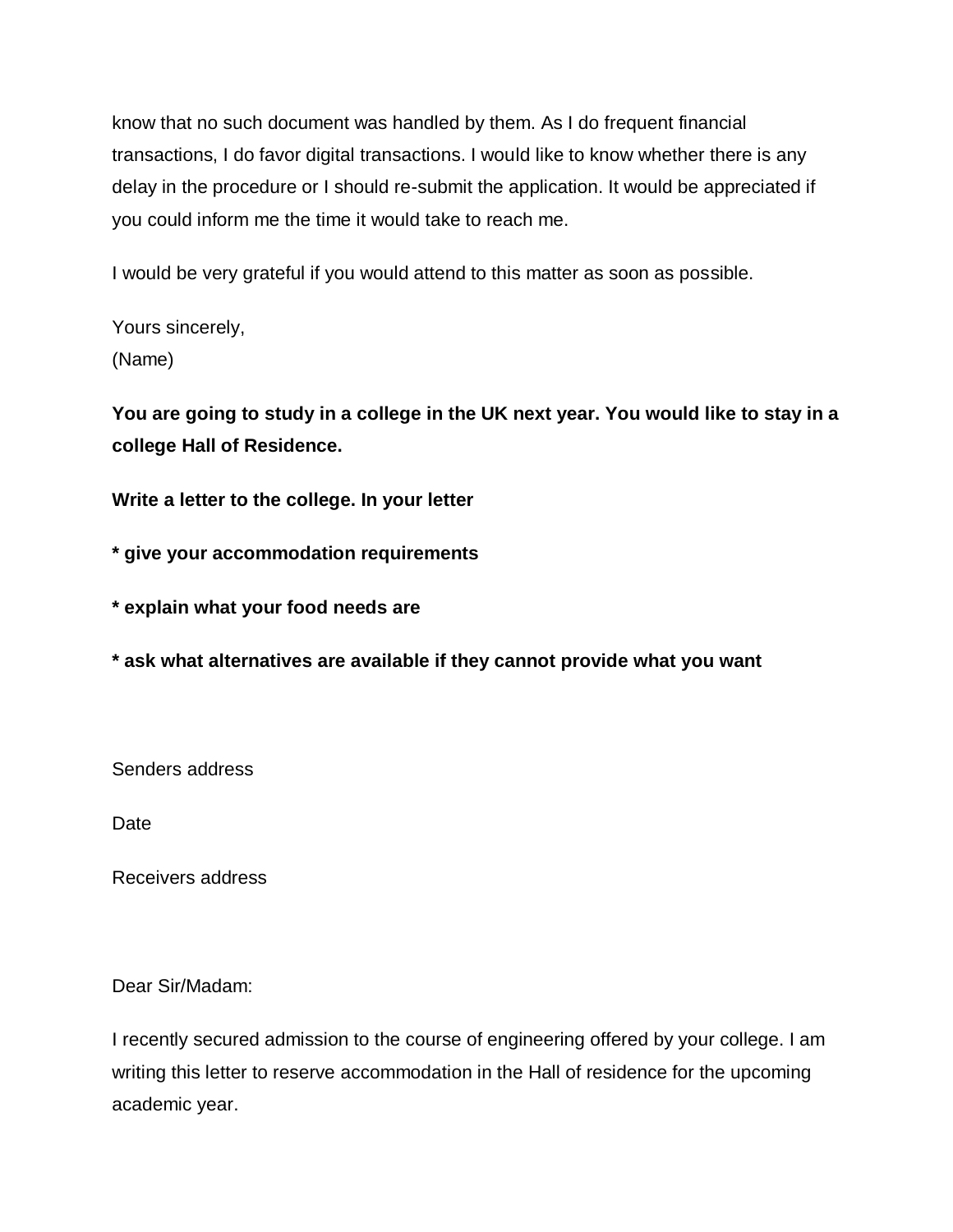know that no such document was handled by them. As I do frequent financial transactions, I do favor digital transactions. I would like to know whether there is any delay in the procedure or I should re-submit the application. It would be appreciated if you could inform me the time it would take to reach me.

I would be very grateful if you would attend to this matter as soon as possible.

Yours sincerely,
(Name)

**You are going to study in a college in the UK next year. You would like to stay in a college Hall of Residence.**

**Write a letter to the college. In your letter**

**\* give your accommodation requirements**

**\* explain what your food needs are**

**\* ask what alternatives are available if they cannot provide what you want**

Senders address

Date

Receivers address

Dear Sir/Madam:

I recently secured admission to the course of engineering offered by your college. I am writing this letter to reserve accommodation in the Hall of residence for the upcoming academic year.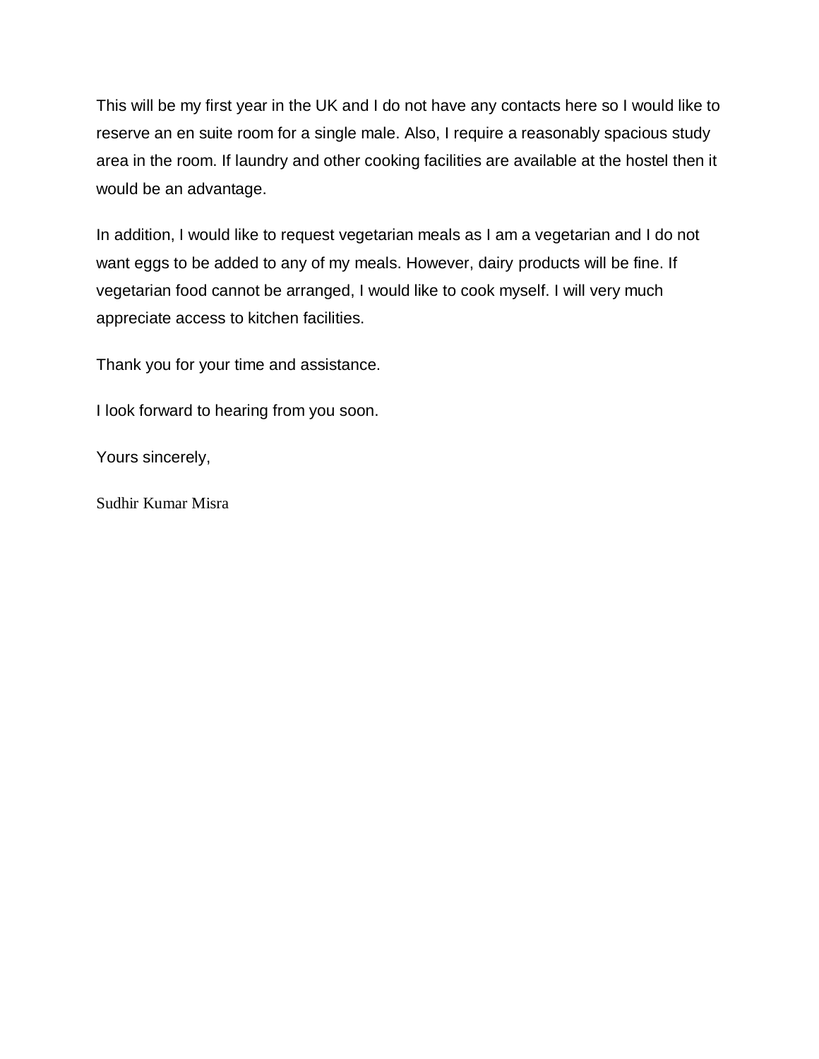This will be my first year in the UK and I do not have any contacts here so I would like to reserve an en suite room for a single male. Also, I require a reasonably spacious study area in the room. If laundry and other cooking facilities are available at the hostel then it would be an advantage.

In addition, I would like to request vegetarian meals as I am a vegetarian and I do not want eggs to be added to any of my meals. However, dairy products will be fine. If vegetarian food cannot be arranged, I would like to cook myself. I will very much appreciate access to kitchen facilities.

Thank you for your time and assistance.

I look forward to hearing from you soon.

Yours sincerely,

Sudhir Kumar Misra